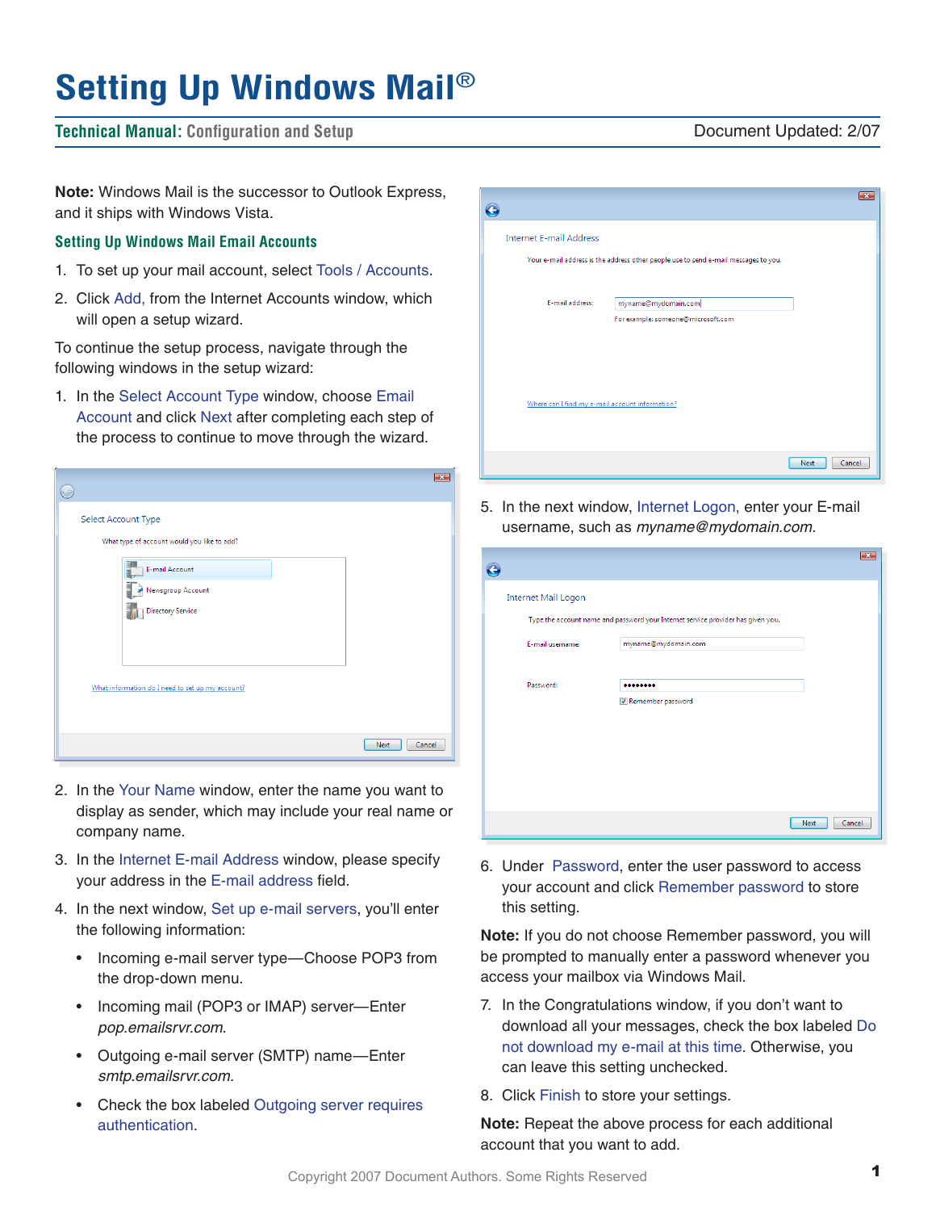# Setting Up Windows Mail®

**Technical Manual:** Configuration and Setup — Document Updated: 2/07

**Note:** Windows Mail is the successor to Outlook Express, and it ships with Windows Vista.

## Setting Up Windows Mail Email Accounts

1. To set up your mail account, select Tools / Accounts.
2. Click Add, from the Internet Accounts window, which will open a setup wizard.

To continue the setup process, navigate through the following windows in the setup wizard:

1. In the Select Account Type window, choose Email Account and click Next after completing each step of the process to continue to move through the wizard.
2. In the Your Name window, enter the name you want to display as sender, which may include your real name or company name.
3. In the Internet E-mail Address window, please specify your address in the E-mail address field.
4. In the next window, Set up e-mail servers, you'll enter the following information:
   - Incoming e-mail server type—Choose POP3 from the drop-down menu.
   - Incoming mail (POP3 or IMAP) server—Enter *pop.emailsrvr.com.*
   - Outgoing e-mail server (SMTP) name—Enter *smtp.emailsrvr.com.*
   - Check the box labeled Outgoing server requires authentication.
5. In the next window, Internet Logon, enter your E-mail username, such as *myname@mydomain.com*.
6. Under Password, enter the user password to access your account and click Remember password to store this setting.

**Note:** If you do not choose Remember password, you will be prompted to manually enter a password whenever you access your mailbox via Windows Mail.

7. In the Congratulations window, if you don't want to download all your messages, check the box labeled Do not download my e-mail at this time. Otherwise, you can leave this setting unchecked.
8. Click Finish to store your settings.

**Note:** Repeat the above process for each additional account that you want to add.

Copyright 2007 Document Authors. Some Rights Reserved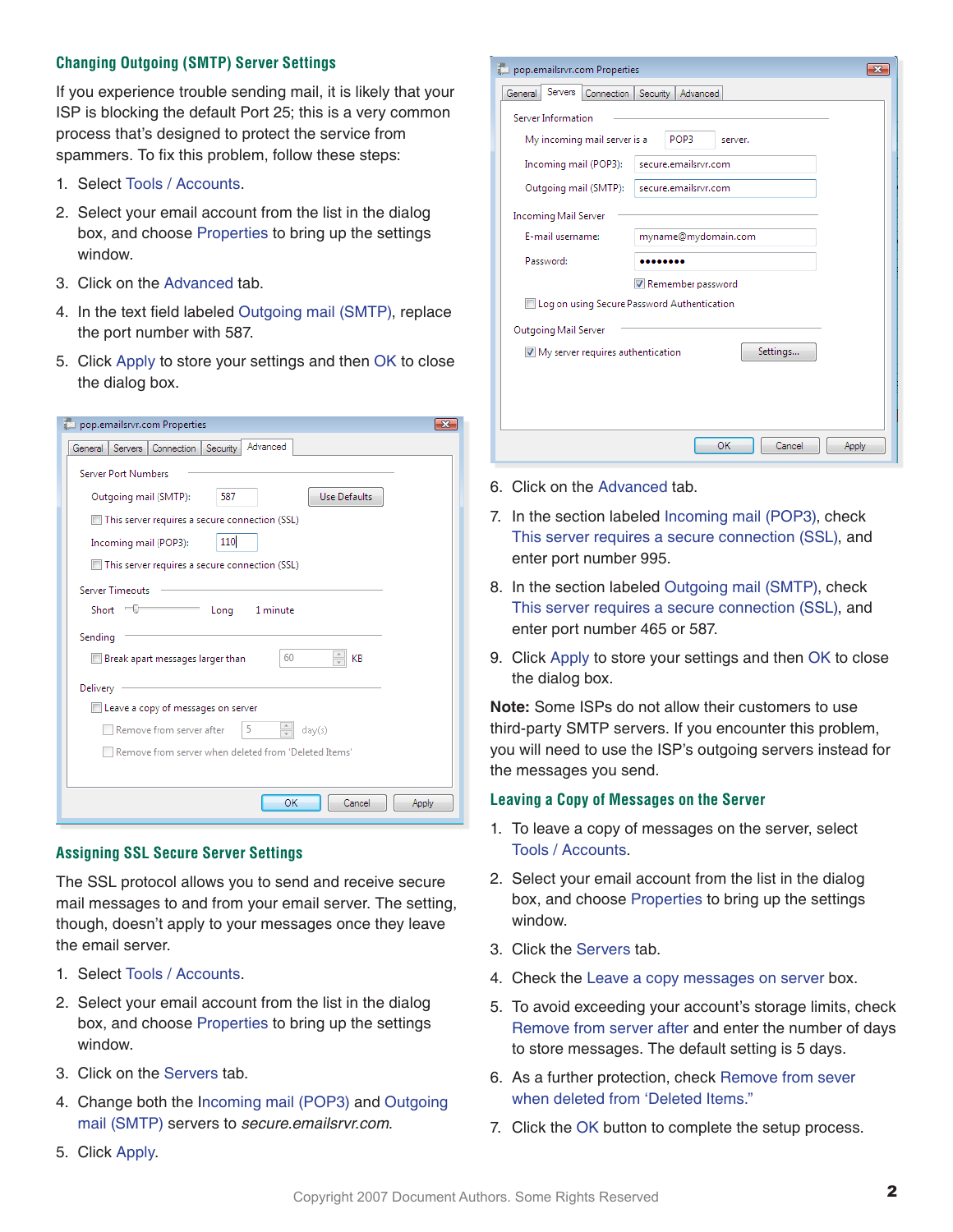## Changing Outgoing (SMTP) Server Settings

If you experience trouble sending mail, it is likely that your ISP is blocking the default Port 25; this is a very common process that's designed to protect the service from spammers. To fix this problem, follow these steps:

1. Select Tools / Accounts.
2. Select your email account from the list in the dialog box, and choose Properties to bring up the settings window.
3. Click on the Advanced tab.
4. In the text field labeled Outgoing mail (SMTP), replace the port number with 587.
5. Click Apply to store your settings and then OK to close the dialog box.

## Assigning SSL Secure Server Settings

The SSL protocol allows you to send and receive secure mail messages to and from your email server. The setting, though, doesn't apply to your messages once they leave the email server.

1. Select Tools / Accounts.
2. Select your email account from the list in the dialog box, and choose Properties to bring up the settings window.
3. Click on the Servers tab.
4. Change both the Incoming mail (POP3) and Outgoing mail (SMTP) servers to *secure.emailsrvr.com*.
5. Click Apply.
6. Click on the Advanced tab.
7. In the section labeled Incoming mail (POP3), check This server requires a secure connection (SSL), and enter port number 995.
8. In the section labeled Outgoing mail (SMTP), check This server requires a secure connection (SSL), and enter port number 465 or 587.
9. Click Apply to store your settings and then OK to close the dialog box.

**Note:** Some ISPs do not allow their customers to use third-party SMTP servers. If you encounter this problem, you will need to use the ISP's outgoing servers instead for the messages you send.

## Leaving a Copy of Messages on the Server

1. To leave a copy of messages on the server, select Tools / Accounts.
2. Select your email account from the list in the dialog box, and choose Properties to bring up the settings window.
3. Click the Servers tab.
4. Check the Leave a copy messages on server box.
5. To avoid exceeding your account's storage limits, check Remove from server after and enter the number of days to store messages. The default setting is 5 days.
6. As a further protection, check Remove from sever when deleted from 'Deleted Items.'
7. Click the OK button to complete the setup process.

Copyright 2007 Document Authors. Some Rights Reserved